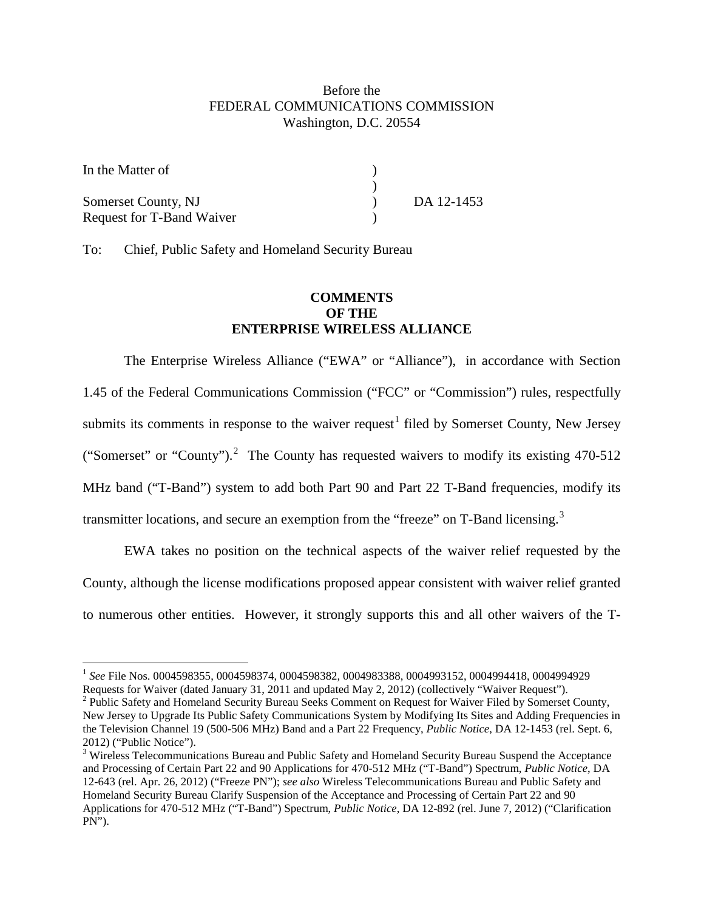Before the
FEDERAL COMMUNICATIONS COMMISSION
Washington, D.C. 20554

| | | |
|---|---|---|
| In the Matter of | ) | |
| | ) | |
| Somerset County, NJ | ) | DA 12-1453 |
| Request for T-Band Waiver | ) | |

To: Chief, Public Safety and Homeland Security Bureau

**COMMENTS**
**OF THE**
**ENTERPRISE WIRELESS ALLIANCE**

The Enterprise Wireless Alliance ("EWA" or "Alliance"), in accordance with Section 1.45 of the Federal Communications Commission ("FCC" or "Commission") rules, respectfully submits its comments in response to the waiver request[1] filed by Somerset County, New Jersey ("Somerset" or "County").[2] The County has requested waivers to modify its existing 470-512 MHz band ("T-Band") system to add both Part 90 and Part 22 T-Band frequencies, modify its transmitter locations, and secure an exemption from the "freeze" on T-Band licensing.[3]

EWA takes no position on the technical aspects of the waiver relief requested by the County, although the license modifications proposed appear consistent with waiver relief granted to numerous other entities. However, it strongly supports this and all other waivers of the T-

---

[1] *See* File Nos. 0004598355, 0004598374, 0004598382, 0004983388, 0004993152, 0004994418, 0004994929 Requests for Waiver (dated January 31, 2011 and updated May 2, 2012) (collectively "Waiver Request").

[2] Public Safety and Homeland Security Bureau Seeks Comment on Request for Waiver Filed by Somerset County, New Jersey to Upgrade Its Public Safety Communications System by Modifying Its Sites and Adding Frequencies in the Television Channel 19 (500-506 MHz) Band and a Part 22 Frequency, *Public Notice*, DA 12-1453 (rel. Sept. 6, 2012) ("Public Notice").

[3] Wireless Telecommunications Bureau and Public Safety and Homeland Security Bureau Suspend the Acceptance and Processing of Certain Part 22 and 90 Applications for 470-512 MHz ("T-Band") Spectrum, *Public Notice*, DA 12-643 (rel. Apr. 26, 2012) ("Freeze PN"); *see also* Wireless Telecommunications Bureau and Public Safety and Homeland Security Bureau Clarify Suspension of the Acceptance and Processing of Certain Part 22 and 90 Applications for 470-512 MHz ("T-Band") Spectrum, *Public Notice*, DA 12-892 (rel. June 7, 2012) ("Clarification PN").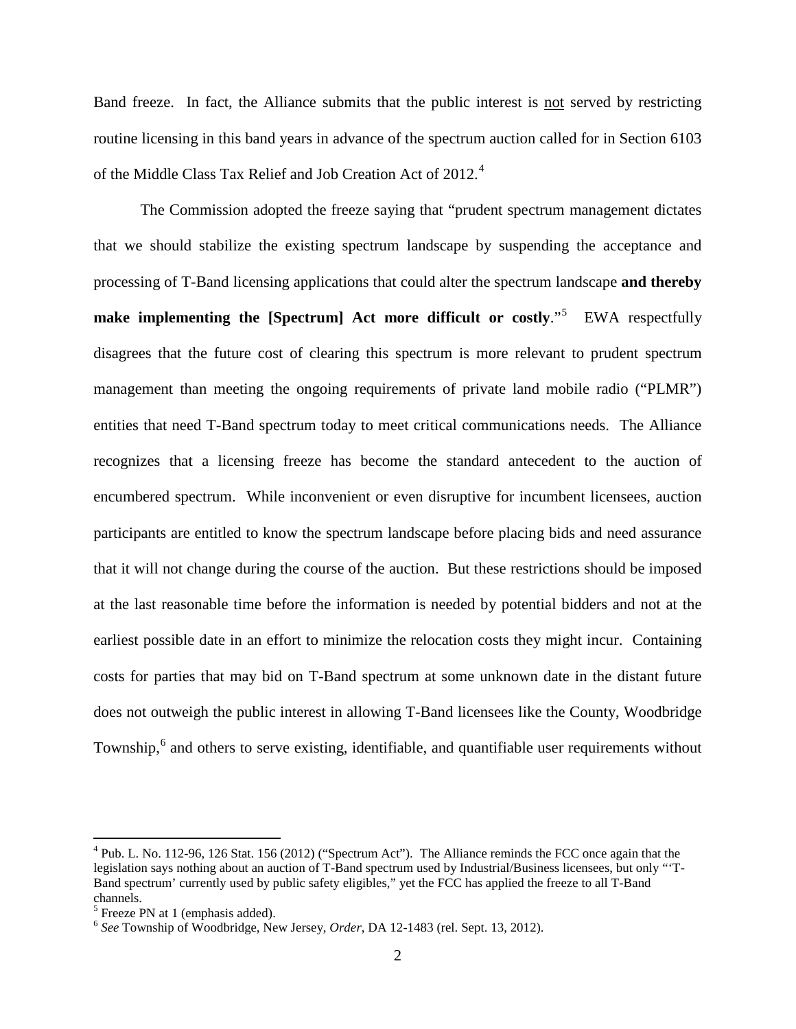Band freeze. In fact, the Alliance submits that the public interest is <u>not</u> served by restricting routine licensing in this band years in advance of the spectrum auction called for in Section 6103 of the Middle Class Tax Relief and Job Creation Act of 2012.[4]

The Commission adopted the freeze saying that "prudent spectrum management dictates that we should stabilize the existing spectrum landscape by suspending the acceptance and processing of T-Band licensing applications that could alter the spectrum landscape **and thereby make implementing the [Spectrum] Act more difficult or costly**."[5] EWA respectfully disagrees that the future cost of clearing this spectrum is more relevant to prudent spectrum management than meeting the ongoing requirements of private land mobile radio ("PLMR") entities that need T-Band spectrum today to meet critical communications needs. The Alliance recognizes that a licensing freeze has become the standard antecedent to the auction of encumbered spectrum. While inconvenient or even disruptive for incumbent licensees, auction participants are entitled to know the spectrum landscape before placing bids and need assurance that it will not change during the course of the auction. But these restrictions should be imposed at the last reasonable time before the information is needed by potential bidders and not at the earliest possible date in an effort to minimize the relocation costs they might incur. Containing costs for parties that may bid on T-Band spectrum at some unknown date in the distant future does not outweigh the public interest in allowing T-Band licensees like the County, Woodbridge Township,[6] and others to serve existing, identifiable, and quantifiable user requirements without

---

[4] Pub. L. No. 112-96, 126 Stat. 156 (2012) ("Spectrum Act"). The Alliance reminds the FCC once again that the legislation says nothing about an auction of T-Band spectrum used by Industrial/Business licensees, but only "'T-Band spectrum' currently used by public safety eligibles," yet the FCC has applied the freeze to all T-Band channels.

[5] Freeze PN at 1 (emphasis added).

[6] *See* Township of Woodbridge, New Jersey, *Order*, DA 12-1483 (rel. Sept. 13, 2012).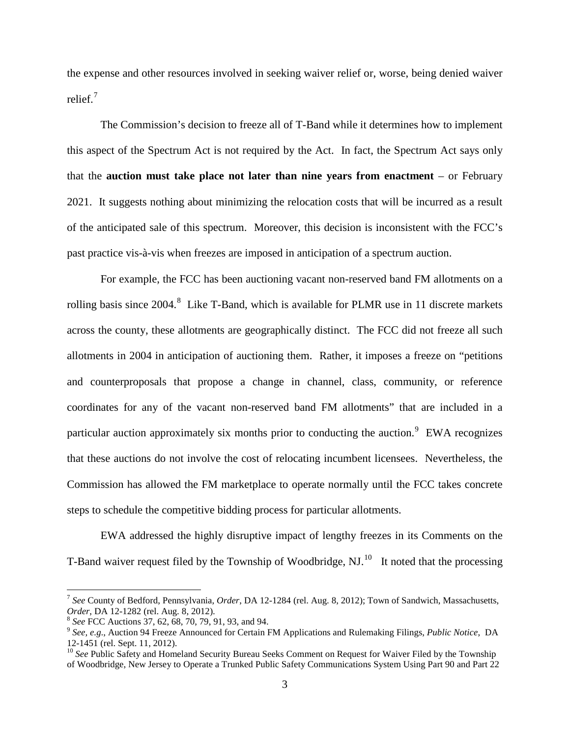the expense and other resources involved in seeking waiver relief or, worse, being denied waiver relief.[7]

The Commission's decision to freeze all of T-Band while it determines how to implement this aspect of the Spectrum Act is not required by the Act. In fact, the Spectrum Act says only that the **auction must take place not later than nine years from enactment** – or February 2021. It suggests nothing about minimizing the relocation costs that will be incurred as a result of the anticipated sale of this spectrum. Moreover, this decision is inconsistent with the FCC's past practice vis-à-vis when freezes are imposed in anticipation of a spectrum auction.

For example, the FCC has been auctioning vacant non-reserved band FM allotments on a rolling basis since 2004.[8] Like T-Band, which is available for PLMR use in 11 discrete markets across the county, these allotments are geographically distinct. The FCC did not freeze all such allotments in 2004 in anticipation of auctioning them. Rather, it imposes a freeze on "petitions and counterproposals that propose a change in channel, class, community, or reference coordinates for any of the vacant non-reserved band FM allotments" that are included in a particular auction approximately six months prior to conducting the auction.[9] EWA recognizes that these auctions do not involve the cost of relocating incumbent licensees. Nevertheless, the Commission has allowed the FM marketplace to operate normally until the FCC takes concrete steps to schedule the competitive bidding process for particular allotments.

EWA addressed the highly disruptive impact of lengthy freezes in its Comments on the T-Band waiver request filed by the Township of Woodbridge, NJ.[10] It noted that the processing

---

[7] *See* County of Bedford, Pennsylvania, *Order*, DA 12-1284 (rel. Aug. 8, 2012); Town of Sandwich, Massachusetts, *Order*, DA 12-1282 (rel. Aug. 8, 2012).

[8] *See* FCC Auctions 37, 62, 68, 70, 79, 91, 93, and 94.

[9] *See, e.g.*, Auction 94 Freeze Announced for Certain FM Applications and Rulemaking Filings, *Public Notice*, DA 12-1451 (rel. Sept. 11, 2012).

[10] *See* Public Safety and Homeland Security Bureau Seeks Comment on Request for Waiver Filed by the Township of Woodbridge, New Jersey to Operate a Trunked Public Safety Communications System Using Part 90 and Part 22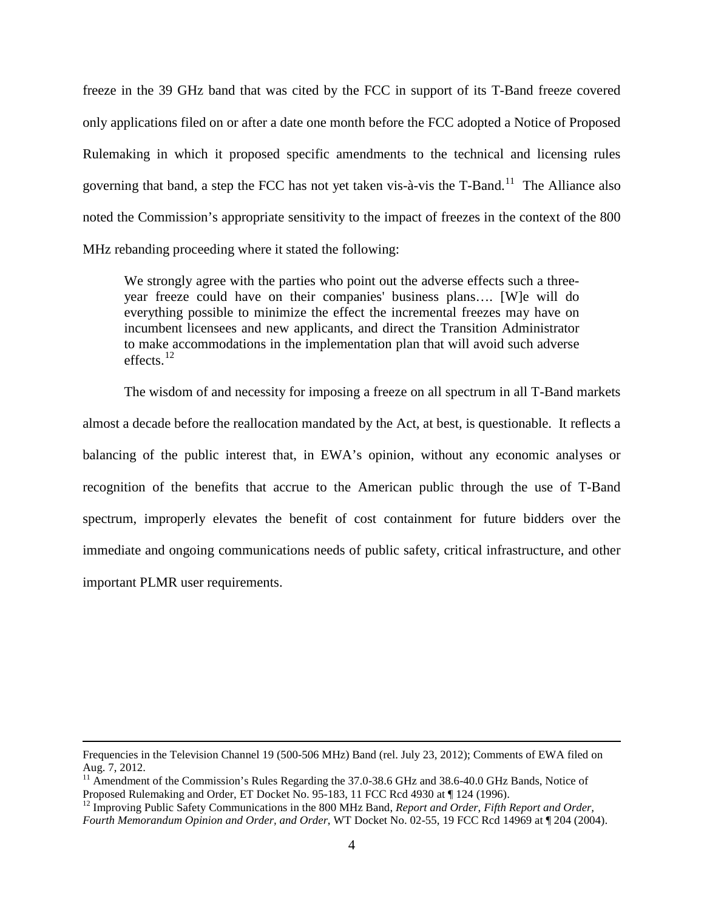freeze in the 39 GHz band that was cited by the FCC in support of its T-Band freeze covered only applications filed on or after a date one month before the FCC adopted a Notice of Proposed Rulemaking in which it proposed specific amendments to the technical and licensing rules governing that band, a step the FCC has not yet taken vis-à-vis the T-Band.[11] The Alliance also noted the Commission's appropriate sensitivity to the impact of freezes in the context of the 800 MHz rebanding proceeding where it stated the following:

> We strongly agree with the parties who point out the adverse effects such a three-year freeze could have on their companies' business plans…. [W]e will do everything possible to minimize the effect the incremental freezes may have on incumbent licensees and new applicants, and direct the Transition Administrator to make accommodations in the implementation plan that will avoid such adverse effects.[12]

The wisdom of and necessity for imposing a freeze on all spectrum in all T-Band markets almost a decade before the reallocation mandated by the Act, at best, is questionable. It reflects a balancing of the public interest that, in EWA's opinion, without any economic analyses or recognition of the benefits that accrue to the American public through the use of T-Band spectrum, improperly elevates the benefit of cost containment for future bidders over the immediate and ongoing communications needs of public safety, critical infrastructure, and other important PLMR user requirements.

---

Frequencies in the Television Channel 19 (500-506 MHz) Band (rel. July 23, 2012); Comments of EWA filed on Aug. 7, 2012.

[11] Amendment of the Commission's Rules Regarding the 37.0-38.6 GHz and 38.6-40.0 GHz Bands, Notice of Proposed Rulemaking and Order, ET Docket No. 95-183, 11 FCC Rcd 4930 at ¶ 124 (1996).

[12] Improving Public Safety Communications in the 800 MHz Band, *Report and Order, Fifth Report and Order, Fourth Memorandum Opinion and Order, and Order,* WT Docket No. 02-55, 19 FCC Rcd 14969 at ¶ 204 (2004).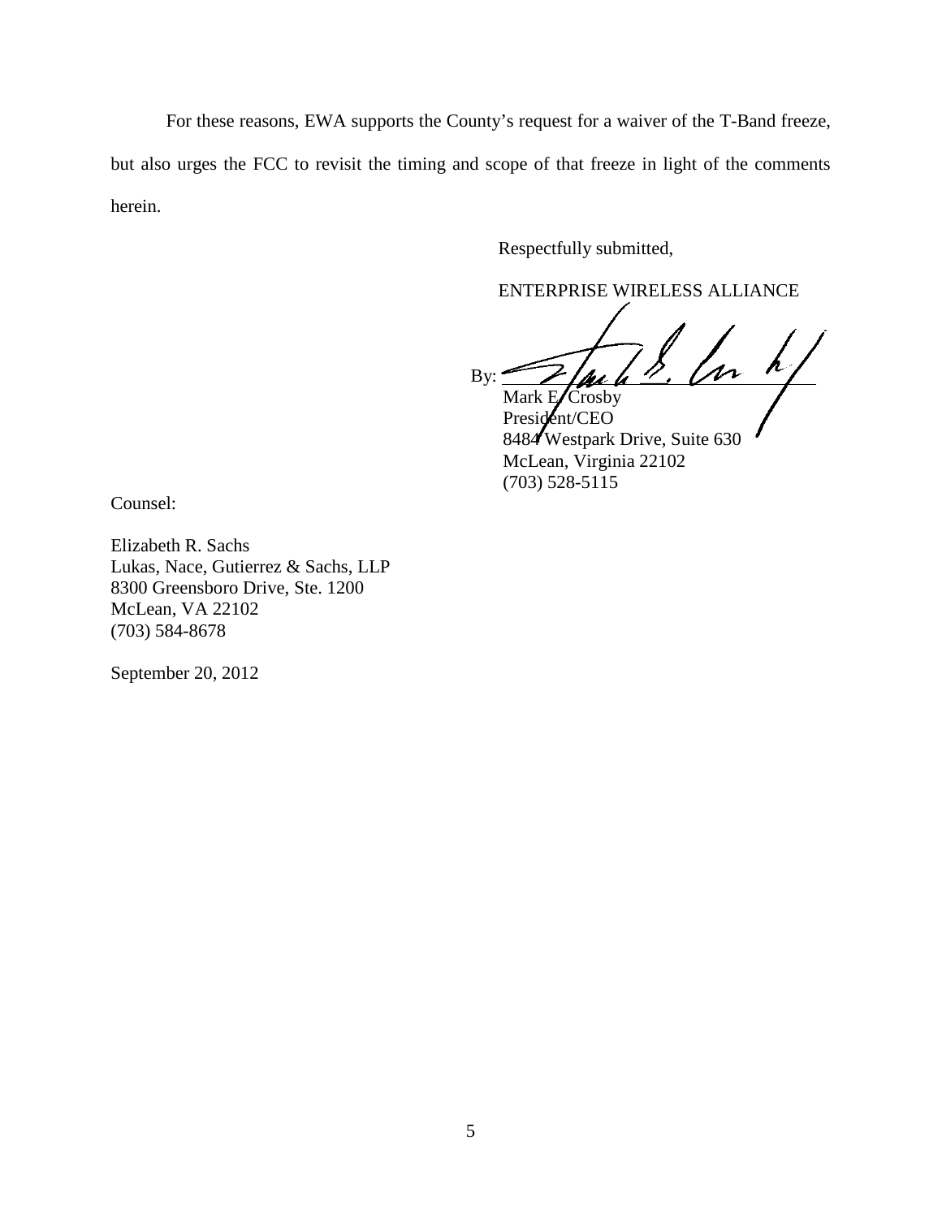For these reasons, EWA supports the County's request for a waiver of the T-Band freeze, but also urges the FCC to revisit the timing and scope of that freeze in light of the comments herein.

Respectfully submitted,

ENTERPRISE WIRELESS ALLIANCE

By: ______________________________
Mark E. Crosby
President/CEO
8484 Westpark Drive, Suite 630
McLean, Virginia 22102
(703) 528-5115

Counsel:

Elizabeth R. Sachs
Lukas, Nace, Gutierrez & Sachs, LLP
8300 Greensboro Drive, Ste. 1200
McLean, VA 22102
(703) 584-8678

September 20, 2012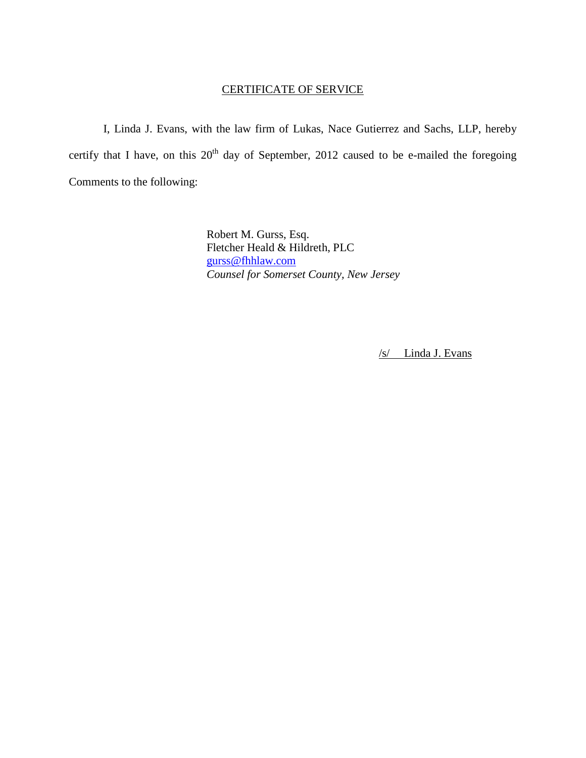# CERTIFICATE OF SERVICE

I, Linda J. Evans, with the law firm of Lukas, Nace Gutierrez and Sachs, LLP, hereby certify that I have, on this 20th day of September, 2012 caused to be e-mailed the foregoing Comments to the following:

Robert M. Gurss, Esq.
Fletcher Heald & Hildreth, PLC
gurss@fhhlaw.com
*Counsel for Somerset County, New Jersey*

/s/ Linda J. Evans